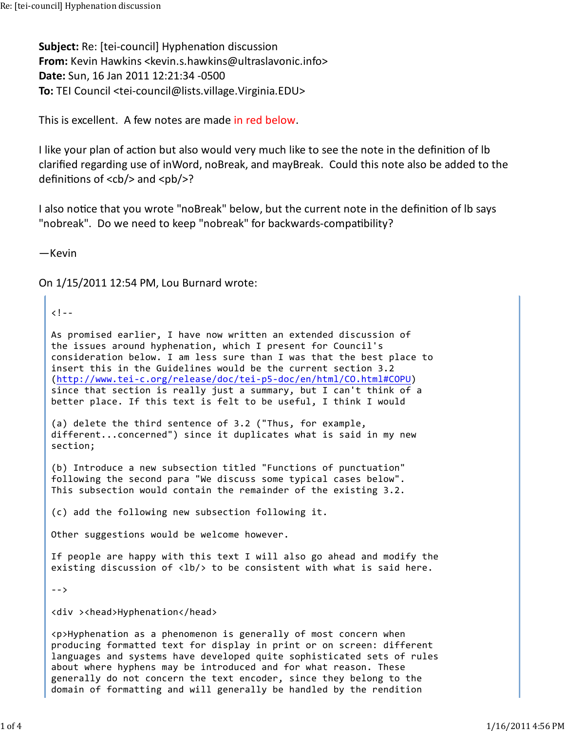**Subject:** Re: [tei-council] Hyphenation discussion
**From:** Kevin Hawkins <kevin.s.hawkins@ultraslavonic.info>
**Date:** Sun, 16 Jan 2011 12:21:34 -0500
**To:** TEI Council <tei-council@lists.village.Virginia.EDU>

This is excellent. A few notes are made in red below.

I like your plan of action but also would very much like to see the note in the definition of lb clarified regarding use of inWord, noBreak, and mayBreak. Could this note also be added to the definitions of <cb/> and <pb/>?

I also notice that you wrote "noBreak" below, but the current note in the definition of lb says "nobreak". Do we need to keep "nobreak" for backwards-compatibility?

—Kevin

On 1/15/2011 12:54 PM, Lou Burnard wrote:

```
<!--

As promised earlier, I have now written an extended discussion of
the issues around hyphenation, which I present for Council's
consideration below. I am less sure than I was that the best place to
insert this in the Guidelines would be the current section 3.2
(http://www.tei-c.org/release/doc/tei-p5-doc/en/html/CO.html#COPU)
since that section is really just a summary, but I can't think of a
better place. If this text is felt to be useful, I think I would

(a) delete the third sentence of 3.2 ("Thus, for example,
different...concerned") since it duplicates what is said in my new
section;

(b) Introduce a new subsection titled "Functions of punctuation"
following the second para "We discuss some typical cases below".
This subsection would contain the remainder of the existing 3.2.

(c) add the following new subsection following it.

Other suggestions would be welcome however.

If people are happy with this text I will also go ahead and modify the
existing discussion of <lb/> to be consistent with what is said here.

-->

<div ><head>Hyphenation</head>

<p>Hyphenation as a phenomenon is generally of most concern when
producing formatted text for display in print or on screen: different
languages and systems have developed quite sophisticated sets of rules
about where hyphens may be introduced and for what reason. These
generally do not concern the text encoder, since they belong to the
domain of formatting and will generally be handled by the rendition
```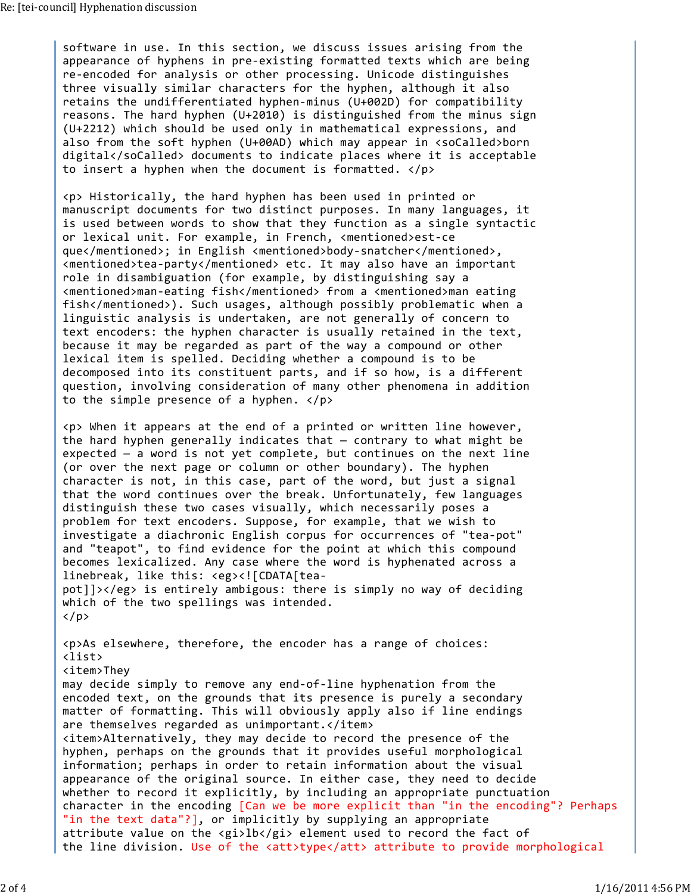software in use. In this section, we discuss issues arising from the appearance of hyphens in pre-existing formatted texts which are being re-encoded for analysis or other processing. Unicode distinguishes three visually similar characters for the hyphen, although it also retains the undifferentiated hyphen-minus (U+002D) for compatibility reasons. The hard hyphen (U+2010) is distinguished from the minus sign (U+2212) which should be used only in mathematical expressions, and also from the soft hyphen (U+00AD) which may appear in <soCalled>born digital</soCalled> documents to indicate places where it is acceptable to insert a hyphen when the document is formatted. </p>

<p> Historically, the hard hyphen has been used in printed or manuscript documents for two distinct purposes. In many languages, it is used between words to show that they function as a single syntactic or lexical unit. For example, in French, <mentioned>est-ce que</mentioned>; in English <mentioned>body-snatcher</mentioned>, <mentioned>tea-party</mentioned> etc. It may also have an important role in disambiguation (for example, by distinguishing say a <mentioned>man-eating fish</mentioned> from a <mentioned>man eating fish</mentioned>). Such usages, although possibly problematic when a linguistic analysis is undertaken, are not generally of concern to text encoders: the hyphen character is usually retained in the text, because it may be regarded as part of the way a compound or other lexical item is spelled. Deciding whether a compound is to be decomposed into its constituent parts, and if so how, is a different question, involving consideration of many other phenomena in addition to the simple presence of a hyphen. </p>

<p> When it appears at the end of a printed or written line however, the hard hyphen generally indicates that — contrary to what might be expected — a word is not yet complete, but continues on the next line (or over the next page or column or other boundary). The hyphen character is not, in this case, part of the word, but just a signal that the word continues over the break. Unfortunately, few languages distinguish these two cases visually, which necessarily poses a problem for text encoders. Suppose, for example, that we wish to investigate a diachronic English corpus for occurrences of "tea-pot" and "teapot", to find evidence for the point at which this compound becomes lexicalized. Any case where the word is hyphenated across a linebreak, like this: <eg><![CDATA[tea-
pot]]></eg> is entirely ambigous: there is simply no way of deciding which of the two spellings was intended.
</p>

<p>As elsewhere, therefore, the encoder has a range of choices:
<list>
<item>They
may decide simply to remove any end-of-line hyphenation from the encoded text, on the grounds that its presence is purely a secondary matter of formatting. This will obviously apply also if line endings are themselves regarded as unimportant.</item>
<item>Alternatively, they may decide to record the presence of the hyphen, perhaps on the grounds that it provides useful morphological information; perhaps in order to retain information about the visual appearance of the original source. In either case, they need to decide whether to record it explicitly, by including an appropriate punctuation character in the encoding [Can we be more explicit than "in the encoding"? Perhaps "in the text data"?], or implicitly by supplying an appropriate attribute value on the <gi>lb</gi> element used to record the fact of the line division. Use of the <att>type</att> attribute to provide morphological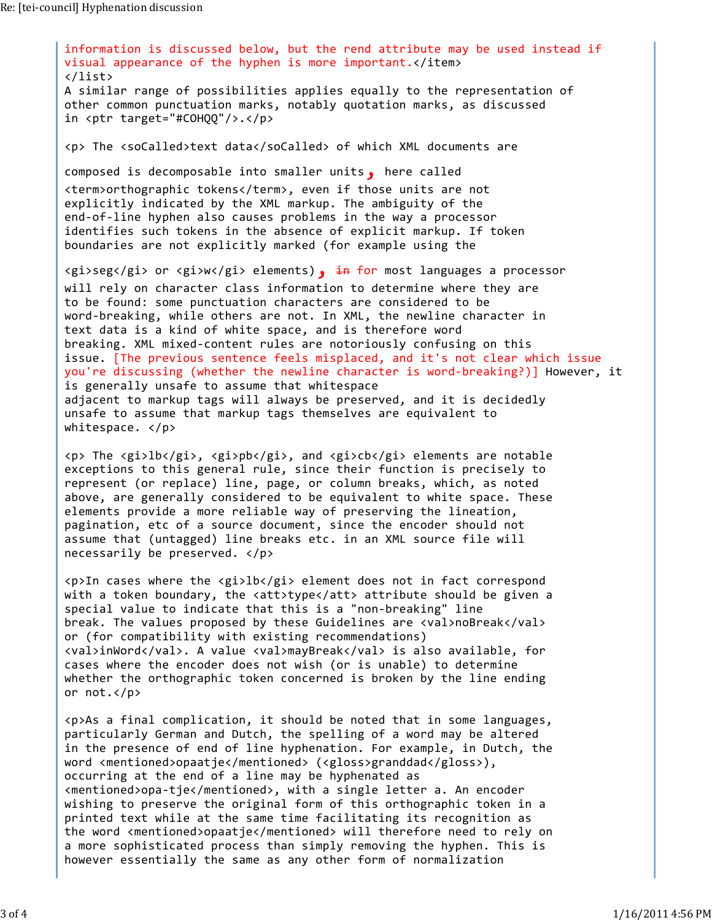```
information is discussed below, but the rend attribute may be used instead if
visual appearance of the hyphen is more important.</item>
</list>
A similar range of possibilities applies equally to the representation of
other common punctuation marks, notably quotation marks, as discussed
in <ptr target="#COHQQ"/>.</p>

<p> The <soCalled>text data</soCalled> of which XML documents are

composed is decomposable into smaller units, here called
<term>orthographic tokens</term>, even if those units are not
explicitly indicated by the XML markup. The ambiguity of the
end-of-line hyphen also causes problems in the way a processor
identifies such tokens in the absence of explicit markup. If token
boundaries are not explicitly marked (for example using the

<gi>seg</gi> or <gi>w</gi> elements), in for most languages a processor
will rely on character class information to determine where they are
to be found: some punctuation characters are considered to be
word-breaking, while others are not. In XML, the newline character in
text data is a kind of white space, and is therefore word
breaking. XML mixed-content rules are notoriously confusing on this
issue. [The previous sentence feels misplaced, and it's not clear which issue
you're discussing (whether the newline character is word-breaking?)] However, it
is generally unsafe to assume that whitespace
adjacent to markup tags will always be preserved, and it is decidedly
unsafe to assume that markup tags themselves are equivalent to
whitespace. </p>

<p> The <gi>lb</gi>, <gi>pb</gi>, and <gi>cb</gi> elements are notable
exceptions to this general rule, since their function is precisely to
represent (or replace) line, page, or column breaks, which, as noted
above, are generally considered to be equivalent to white space. These
elements provide a more reliable way of preserving the lineation,
pagination, etc of a source document, since the encoder should not
assume that (untagged) line breaks etc. in an XML source file will
necessarily be preserved. </p>

<p>In cases where the <gi>lb</gi> element does not in fact correspond
with a token boundary, the <att>type</att> attribute should be given a
special value to indicate that this is a "non-breaking" line
break. The values proposed by these Guidelines are <val>noBreak</val>
or (for compatibility with existing recommendations)
<val>inWord</val>. A value <val>mayBreak</val> is also available, for
cases where the encoder does not wish (or is unable) to determine
whether the orthographic token concerned is broken by the line ending
or not.</p>

<p>As a final complication, it should be noted that in some languages,
particularly German and Dutch, the spelling of a word may be altered
in the presence of end of line hyphenation. For example, in Dutch, the
word <mentioned>opaatje</mentioned> (<gloss>granddad</gloss>),
occurring at the end of a line may be hyphenated as
<mentioned>opa-tje</mentioned>, with a single letter a. An encoder
wishing to preserve the original form of this orthographic token in a
printed text while at the same time facilitating its recognition as
the word <mentioned>opaatje</mentioned> will therefore need to rely on
a more sophisticated process than simply removing the hyphen. This is
however essentially the same as any other form of normalization
```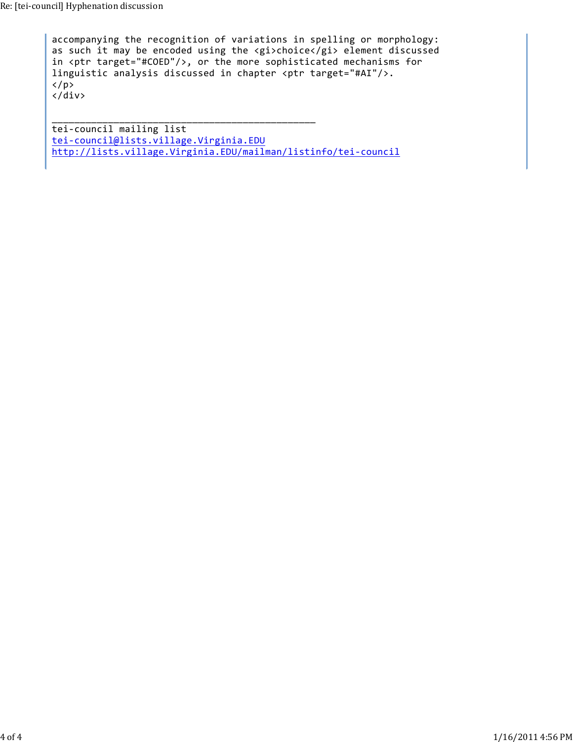```
accompanying the recognition of variations in spelling or morphology:
as such it may be encoded using the <gi>choice</gi> element discussed
in <ptr target="#COED"/>, or the more sophisticated mechanisms for
linguistic analysis discussed in chapter <ptr target="#AI"/>.
</p>
</div>
```

_______________________________________________
tei-council mailing list
tei-council@lists.village.Virginia.EDU
http://lists.village.Virginia.EDU/mailman/listinfo/tei-council